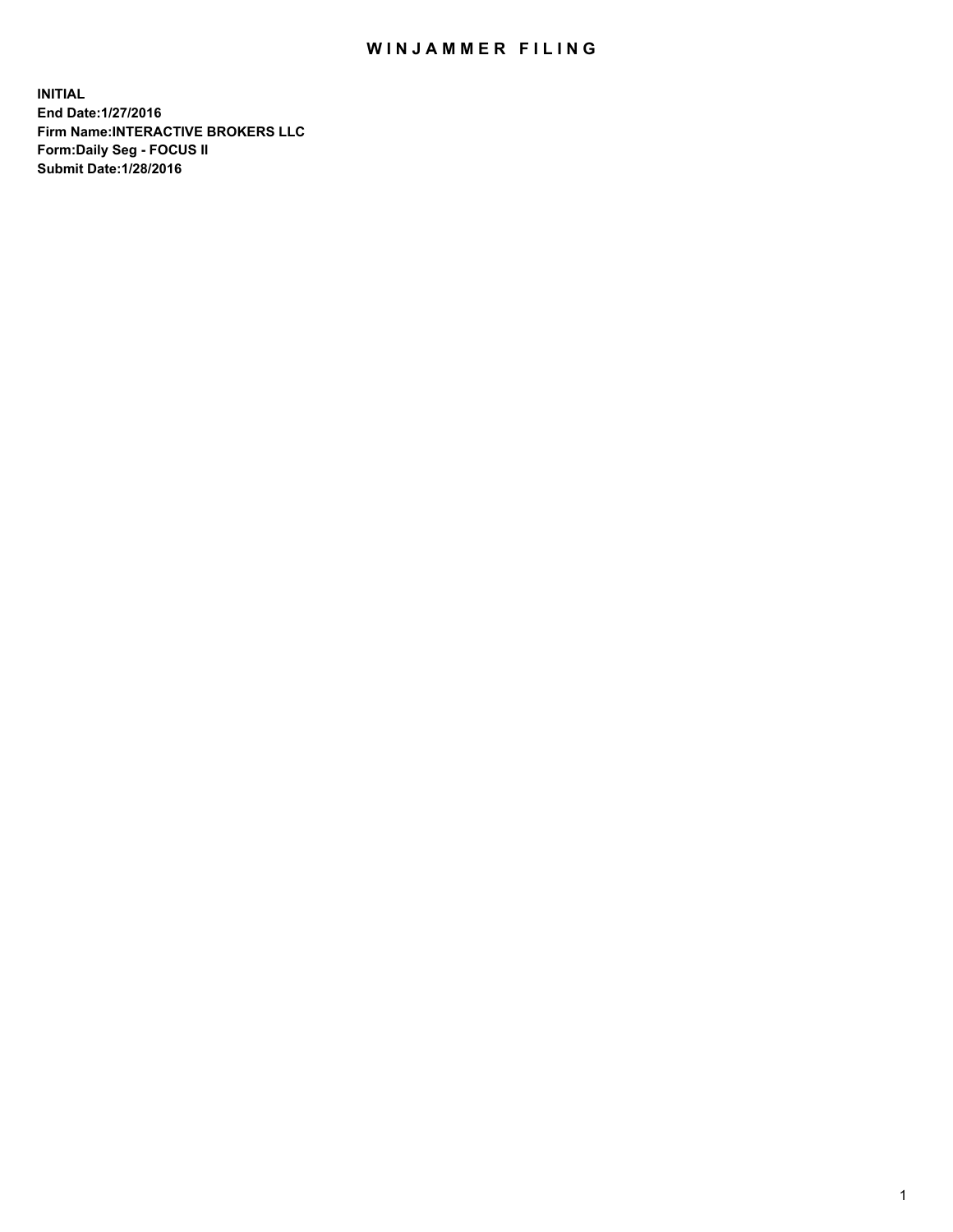# WINJAMMER FILING

**INITIAL**
**End Date:1/27/2016**
**Firm Name:INTERACTIVE BROKERS LLC**
**Form:Daily Seg - FOCUS II**
**Submit Date:1/28/2016**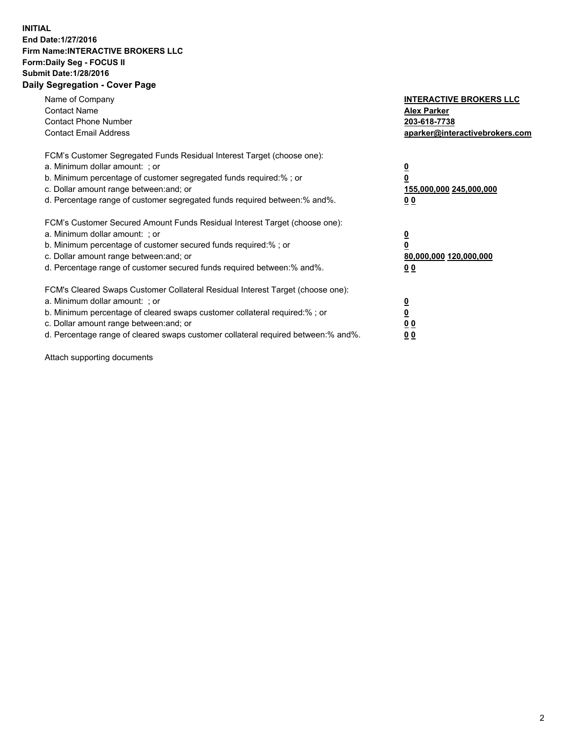**INITIAL**
**End Date:1/27/2016**
**Firm Name:INTERACTIVE BROKERS LLC**
**Form:Daily Seg - FOCUS II**
**Submit Date:1/28/2016**
**Daily Segregation - Cover Page**

| | |
|---|---|
| Name of Company | **INTERACTIVE BROKERS LLC** |
| Contact Name | **Alex Parker** |
| Contact Phone Number | **203-618-7738** |
| Contact Email Address | **aparker@interactivebrokers.com** |

| | |
|---|---|
| FCM's Customer Segregated Funds Residual Interest Target (choose one): | |
| a. Minimum dollar amount: ; or | **0** |
| b. Minimum percentage of customer segregated funds required:% ; or | **0** |
| c. Dollar amount range between:and; or | **155,000,000 245,000,000** |
| d. Percentage range of customer segregated funds required between:% and%. | **0 0** |

| | |
|---|---|
| FCM's Customer Secured Amount Funds Residual Interest Target (choose one): | |
| a. Minimum dollar amount: ; or | **0** |
| b. Minimum percentage of customer secured funds required:% ; or | **0** |
| c. Dollar amount range between:and; or | **80,000,000 120,000,000** |
| d. Percentage range of customer secured funds required between:% and%. | **0 0** |

| | |
|---|---|
| FCM's Cleared Swaps Customer Collateral Residual Interest Target (choose one): | |
| a. Minimum dollar amount: ; or | **0** |
| b. Minimum percentage of cleared swaps customer collateral required:% ; or | **0** |
| c. Dollar amount range between:and; or | **0 0** |
| d. Percentage range of cleared swaps customer collateral required between:% and%. | **0 0** |

Attach supporting documents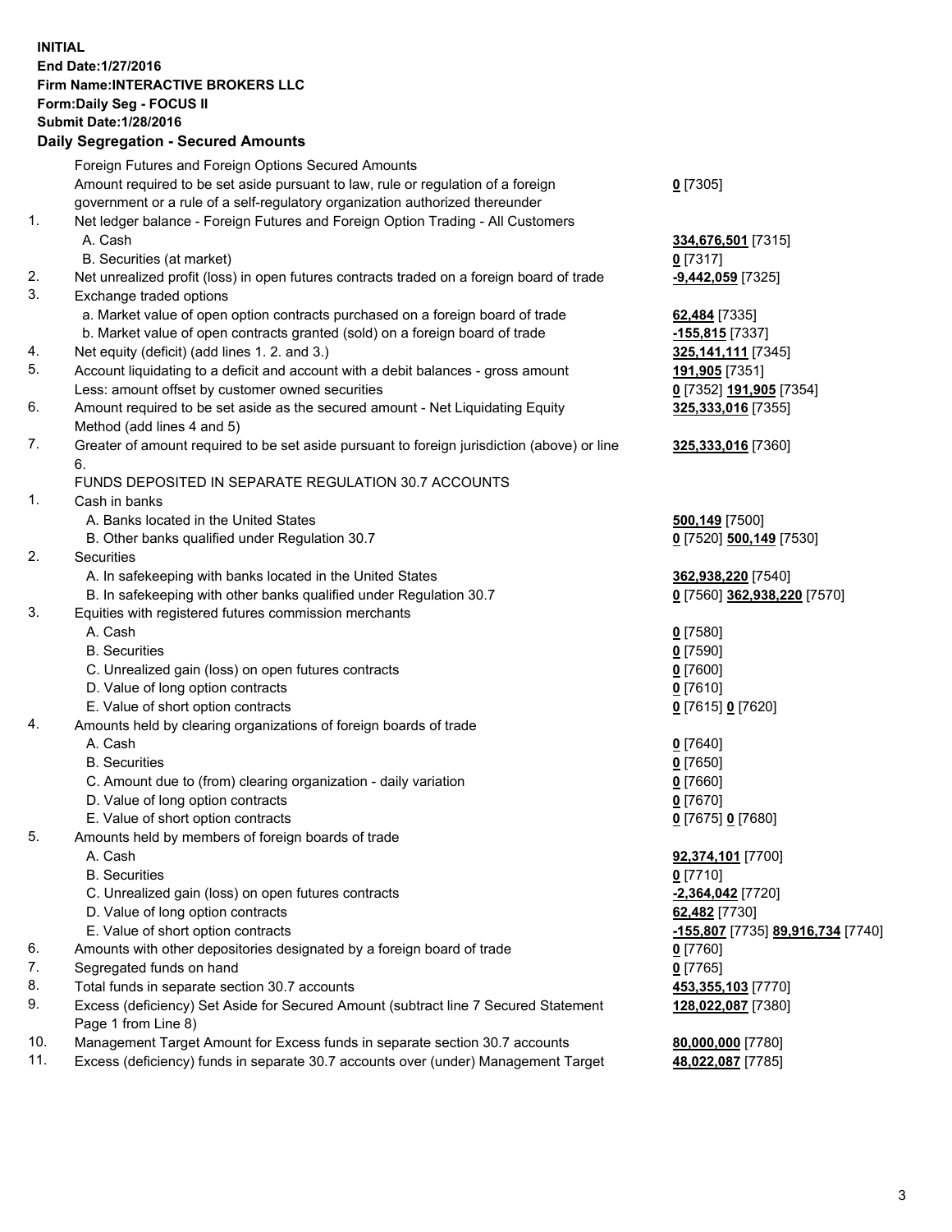**INITIAL**
**End Date:1/27/2016**
**Firm Name:INTERACTIVE BROKERS LLC**
**Form:Daily Seg - FOCUS II**
**Submit Date:1/28/2016**

## Daily Segregation - Secured Amounts

| | | |
|---|---|---|
| | Foreign Futures and Foreign Options Secured Amounts | |
| | Amount required to be set aside pursuant to law, rule or regulation of a foreign government or a rule of a self-regulatory organization authorized thereunder | **0** [7305] |
| 1. | Net ledger balance - Foreign Futures and Foreign Option Trading - All Customers | |
| | A. Cash | **334,676,501** [7315] |
| | B. Securities (at market) | **0** [7317] |
| 2. | Net unrealized profit (loss) in open futures contracts traded on a foreign board of trade | **-9,442,059** [7325] |
| 3. | Exchange traded options | |
| | a. Market value of open option contracts purchased on a foreign board of trade | **62,484** [7335] |
| | b. Market value of open contracts granted (sold) on a foreign board of trade | **-155,815** [7337] |
| 4. | Net equity (deficit) (add lines 1. 2. and 3.) | **325,141,111** [7345] |
| 5. | Account liquidating to a deficit and account with a debit balances - gross amount | **191,905** [7351] |
| | Less: amount offset by customer owned securities | **0** [7352] **191,905** [7354] |
| 6. | Amount required to be set aside as the secured amount - Net Liquidating Equity Method (add lines 4 and 5) | **325,333,016** [7355] |
| 7. | Greater of amount required to be set aside pursuant to foreign jurisdiction (above) or line 6. | **325,333,016** [7360] |
| | FUNDS DEPOSITED IN SEPARATE REGULATION 30.7 ACCOUNTS | |
| 1. | Cash in banks | |
| | A. Banks located in the United States | **500,149** [7500] |
| | B. Other banks qualified under Regulation 30.7 | **0** [7520] **500,149** [7530] |
| 2. | Securities | |
| | A. In safekeeping with banks located in the United States | **362,938,220** [7540] |
| | B. In safekeeping with other banks qualified under Regulation 30.7 | **0** [7560] **362,938,220** [7570] |
| 3. | Equities with registered futures commission merchants | |
| | A. Cash | **0** [7580] |
| | B. Securities | **0** [7590] |
| | C. Unrealized gain (loss) on open futures contracts | **0** [7600] |
| | D. Value of long option contracts | **0** [7610] |
| | E. Value of short option contracts | **0** [7615] **0** [7620] |
| 4. | Amounts held by clearing organizations of foreign boards of trade | |
| | A. Cash | **0** [7640] |
| | B. Securities | **0** [7650] |
| | C. Amount due to (from) clearing organization - daily variation | **0** [7660] |
| | D. Value of long option contracts | **0** [7670] |
| | E. Value of short option contracts | **0** [7675] **0** [7680] |
| 5. | Amounts held by members of foreign boards of trade | |
| | A. Cash | **92,374,101** [7700] |
| | B. Securities | **0** [7710] |
| | C. Unrealized gain (loss) on open futures contracts | **-2,364,042** [7720] |
| | D. Value of long option contracts | **62,482** [7730] |
| | E. Value of short option contracts | **-155,807** [7735] **89,916,734** [7740] |
| 6. | Amounts with other depositories designated by a foreign board of trade | **0** [7760] |
| 7. | Segregated funds on hand | **0** [7765] |
| 8. | Total funds in separate section 30.7 accounts | **453,355,103** [7770] |
| 9. | Excess (deficiency) Set Aside for Secured Amount (subtract line 7 Secured Statement Page 1 from Line 8) | **128,022,087** [7380] |
| 10. | Management Target Amount for Excess funds in separate section 30.7 accounts | **80,000,000** [7780] |
| 11. | Excess (deficiency) funds in separate 30.7 accounts over (under) Management Target | **48,022,087** [7785] |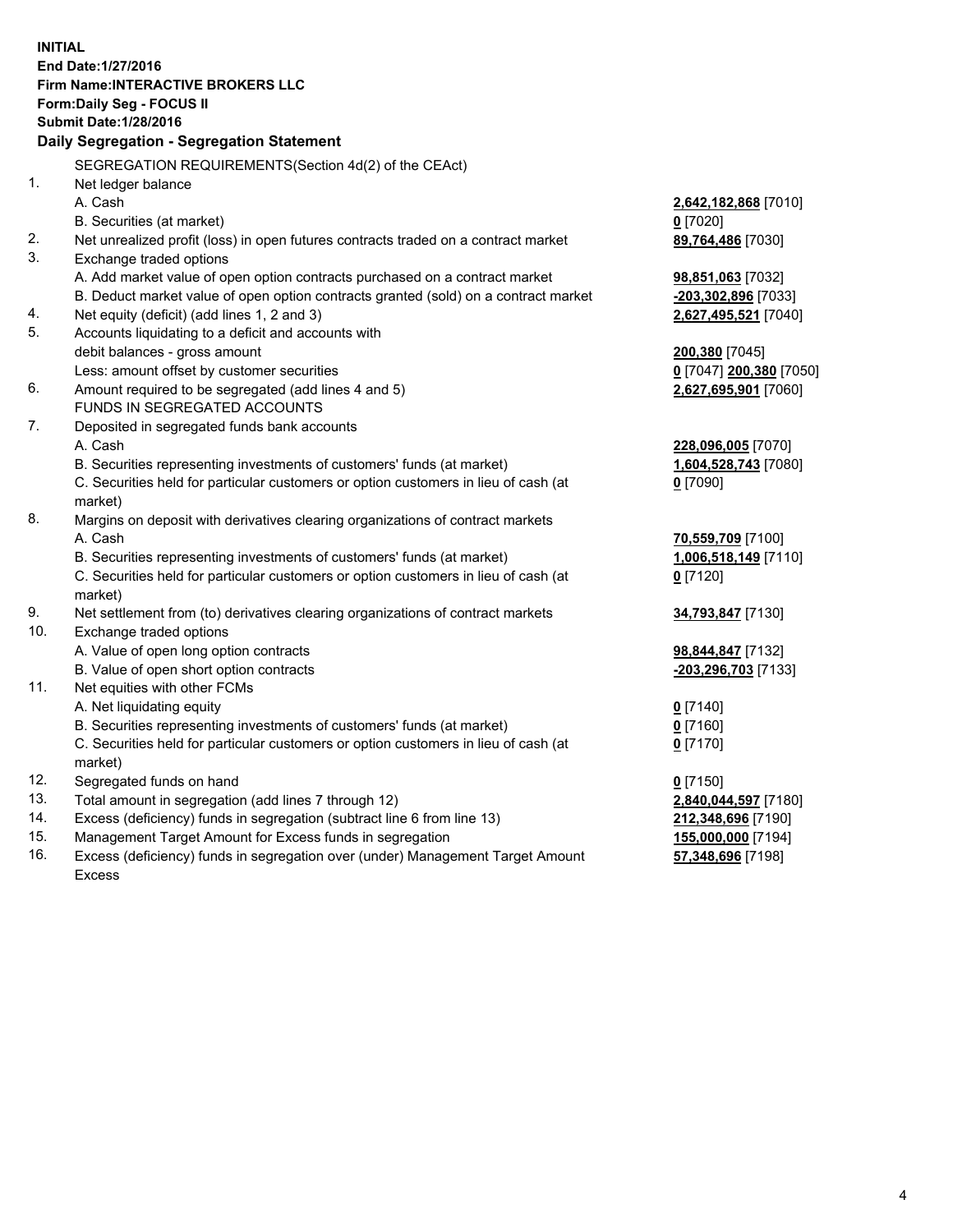**INITIAL**
**End Date:1/27/2016**
**Firm Name:INTERACTIVE BROKERS LLC**
**Form:Daily Seg - FOCUS II**
**Submit Date:1/28/2016**

**Daily Segregation - Segregation Statement**

SEGREGATION REQUIREMENTS(Section 4d(2) of the CEAct)

| | | |
|---|---|---|
| 1. | Net ledger balance | |
| | A. Cash | **2,642,182,868** [7010] |
| | B. Securities (at market) | **0** [7020] |
| 2. | Net unrealized profit (loss) in open futures contracts traded on a contract market | **89,764,486** [7030] |
| 3. | Exchange traded options | |
| | A. Add market value of open option contracts purchased on a contract market | **98,851,063** [7032] |
| | B. Deduct market value of open option contracts granted (sold) on a contract market | **-203,302,896** [7033] |
| 4. | Net equity (deficit) (add lines 1, 2 and 3) | **2,627,495,521** [7040] |
| 5. | Accounts liquidating to a deficit and accounts with debit balances - gross amount | **200,380** [7045] |
| | Less: amount offset by customer securities | **0** [7047] **200,380** [7050] |
| 6. | Amount required to be segregated (add lines 4 and 5) | **2,627,695,901** [7060] |
| | FUNDS IN SEGREGATED ACCOUNTS | |
| 7. | Deposited in segregated funds bank accounts | |
| | A. Cash | **228,096,005** [7070] |
| | B. Securities representing investments of customers' funds (at market) | **1,604,528,743** [7080] |
| | C. Securities held for particular customers or option customers in lieu of cash (at market) | **0** [7090] |
| 8. | Margins on deposit with derivatives clearing organizations of contract markets | |
| | A. Cash | **70,559,709** [7100] |
| | B. Securities representing investments of customers' funds (at market) | **1,006,518,149** [7110] |
| | C. Securities held for particular customers or option customers in lieu of cash (at market) | **0** [7120] |
| 9. | Net settlement from (to) derivatives clearing organizations of contract markets | **34,793,847** [7130] |
| 10. | Exchange traded options | |
| | A. Value of open long option contracts | **98,844,847** [7132] |
| | B. Value of open short option contracts | **-203,296,703** [7133] |
| 11. | Net equities with other FCMs | |
| | A. Net liquidating equity | **0** [7140] |
| | B. Securities representing investments of customers' funds (at market) | **0** [7160] |
| | C. Securities held for particular customers or option customers in lieu of cash (at market) | **0** [7170] |
| 12. | Segregated funds on hand | **0** [7150] |
| 13. | Total amount in segregation (add lines 7 through 12) | **2,840,044,597** [7180] |
| 14. | Excess (deficiency) funds in segregation (subtract line 6 from line 13) | **212,348,696** [7190] |
| 15. | Management Target Amount for Excess funds in segregation | **155,000,000** [7194] |
| 16. | Excess (deficiency) funds in segregation over (under) Management Target Amount Excess | **57,348,696** [7198] |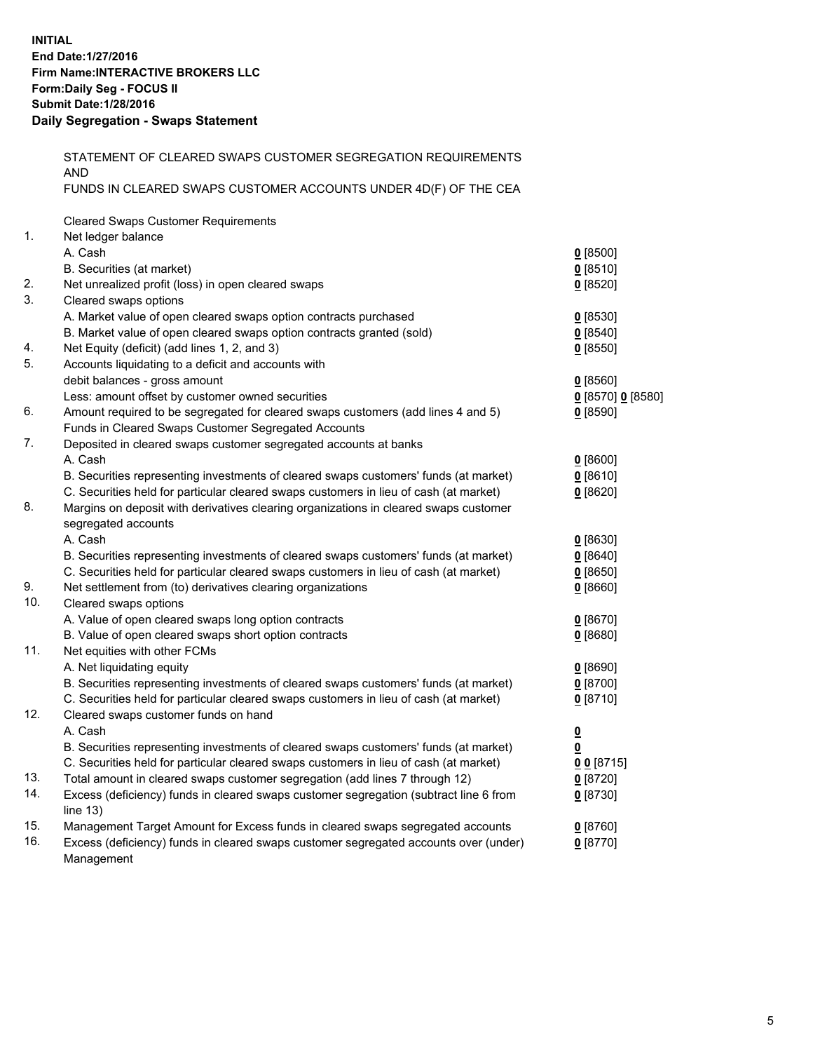**INITIAL**
**End Date:1/27/2016**
**Firm Name:INTERACTIVE BROKERS LLC**
**Form:Daily Seg - FOCUS II**
**Submit Date:1/28/2016**
**Daily Segregation - Swaps Statement**

STATEMENT OF CLEARED SWAPS CUSTOMER SEGREGATION REQUIREMENTS AND FUNDS IN CLEARED SWAPS CUSTOMER ACCOUNTS UNDER 4D(F) OF THE CEA

| | | |
|---|---|---|
| | Cleared Swaps Customer Requirements | |
| 1. | Net ledger balance | |
| | A. Cash | 0 [8500] |
| | B. Securities (at market) | 0 [8510] |
| 2. | Net unrealized profit (loss) in open cleared swaps | 0 [8520] |
| 3. | Cleared swaps options | |
| | A. Market value of open cleared swaps option contracts purchased | 0 [8530] |
| | B. Market value of open cleared swaps option contracts granted (sold) | 0 [8540] |
| 4. | Net Equity (deficit) (add lines 1, 2, and 3) | 0 [8550] |
| 5. | Accounts liquidating to a deficit and accounts with debit balances - gross amount | 0 [8560] |
| | Less: amount offset by customer owned securities | 0 [8570] 0 [8580] |
| 6. | Amount required to be segregated for cleared swaps customers (add lines 4 and 5) | 0 [8590] |
| | Funds in Cleared Swaps Customer Segregated Accounts | |
| 7. | Deposited in cleared swaps customer segregated accounts at banks | |
| | A. Cash | 0 [8600] |
| | B. Securities representing investments of cleared swaps customers' funds (at market) | 0 [8610] |
| | C. Securities held for particular cleared swaps customers in lieu of cash (at market) | 0 [8620] |
| 8. | Margins on deposit with derivatives clearing organizations in cleared swaps customer segregated accounts | |
| | A. Cash | 0 [8630] |
| | B. Securities representing investments of cleared swaps customers' funds (at market) | 0 [8640] |
| | C. Securities held for particular cleared swaps customers in lieu of cash (at market) | 0 [8650] |
| 9. | Net settlement from (to) derivatives clearing organizations | 0 [8660] |
| 10. | Cleared swaps options | |
| | A. Value of open cleared swaps long option contracts | 0 [8670] |
| | B. Value of open cleared swaps short option contracts | 0 [8680] |
| 11. | Net equities with other FCMs | |
| | A. Net liquidating equity | 0 [8690] |
| | B. Securities representing investments of cleared swaps customers' funds (at market) | 0 [8700] |
| | C. Securities held for particular cleared swaps customers in lieu of cash (at market) | 0 [8710] |
| 12. | Cleared swaps customer funds on hand | |
| | A. Cash | 0 |
| | B. Securities representing investments of cleared swaps customers' funds (at market) | 0 |
| | C. Securities held for particular cleared swaps customers in lieu of cash (at market) | 0 0 [8715] |
| 13. | Total amount in cleared swaps customer segregation (add lines 7 through 12) | 0 [8720] |
| 14. | Excess (deficiency) funds in cleared swaps customer segregation (subtract line 6 from line 13) | 0 [8730] |
| 15. | Management Target Amount for Excess funds in cleared swaps segregated accounts | 0 [8760] |
| 16. | Excess (deficiency) funds in cleared swaps customer segregated accounts over (under) Management | 0 [8770] |